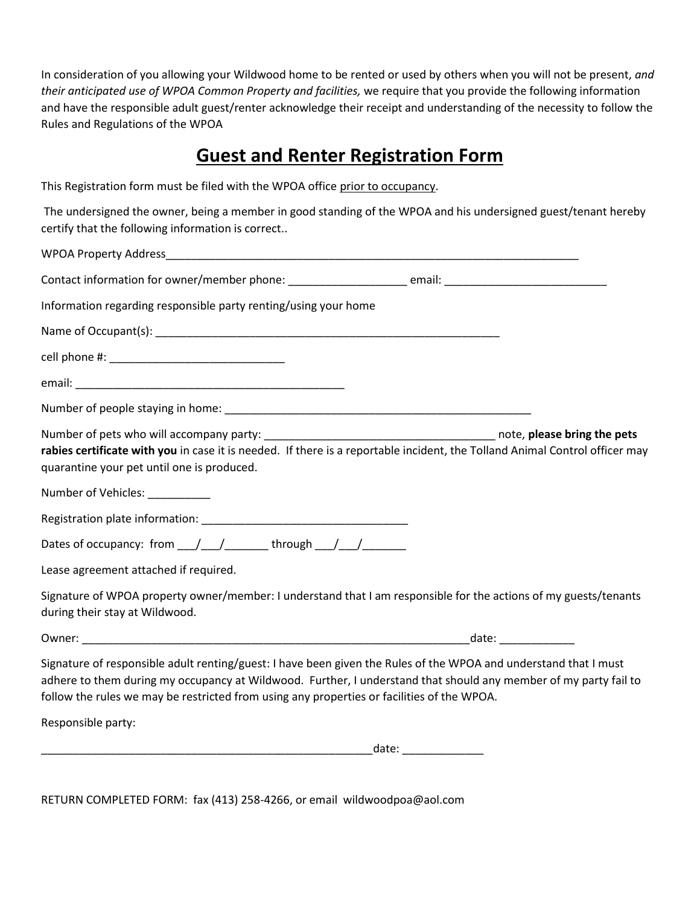In consideration of you allowing your Wildwood home to be rented or used by others when you will not be present, *and their anticipated use of WPOA Common Property and facilities,* we require that you provide the following information and have the responsible adult guest/renter acknowledge their receipt and understanding of the necessity to follow the Rules and Regulations of the WPOA

# Guest and Renter Registration Form

This Registration form must be filed with the WPOA office <u>prior to occupancy</u>.

The undersigned the owner, being a member in good standing of the WPOA and his undersigned guest/tenant hereby certify that the following information is correct..

WPOA Property Address____________________________________________________________________

Contact information for owner/member phone: __________________ email: __________________________

Information regarding responsible party renting/using your home

Name of Occupant(s): _________________________________________________________

cell phone #: ___________________________

email: ____________________________________________

Number of people staying in home: ___________________________________________________

Number of pets who will accompany party: ____________________________________ note, **please bring the pets rabies certificate with you** in case it is needed. If there is a reportable incident, the Tolland Animal Control officer may quarantine your pet until one is produced.

Number of Vehicles: __________

Registration plate information: _________________________________

Dates of occupancy: from ___/___/_______ through ___/___/_______

Lease agreement attached if required.

Signature of WPOA property owner/member: I understand that I am responsible for the actions of my guests/tenants during their stay at Wildwood.

Owner: ________________________________________________________________date: ____________

Signature of responsible adult renting/guest: I have been given the Rules of the WPOA and understand that I must adhere to them during my occupancy at Wildwood. Further, I understand that should any member of my party fail to follow the rules we may be restricted from using any properties or facilities of the WPOA.

Responsible party:

_______________________________________________________date: _____________

RETURN COMPLETED FORM: fax (413) 258-4266, or email wildwoodpoa@aol.com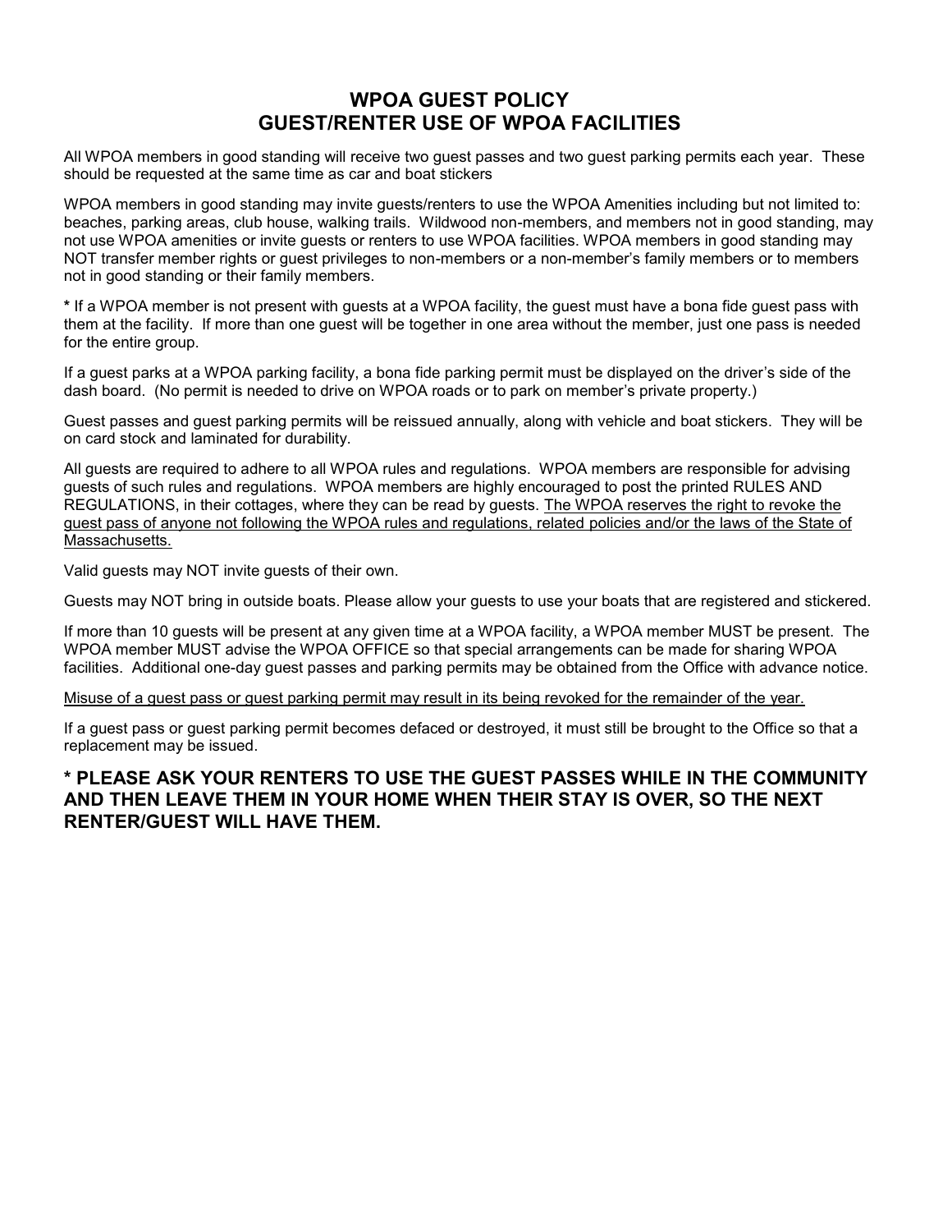# WPOA GUEST POLICY
# GUEST/RENTER USE OF WPOA FACILITIES

All WPOA members in good standing will receive two guest passes and two guest parking permits each year. These should be requested at the same time as car and boat stickers

WPOA members in good standing may invite guests/renters to use the WPOA Amenities including but not limited to: beaches, parking areas, club house, walking trails. Wildwood non-members, and members not in good standing, may not use WPOA amenities or invite guests or renters to use WPOA facilities. WPOA members in good standing may NOT transfer member rights or guest privileges to non-members or a non-member's family members or to members not in good standing or their family members.

**\*** If a WPOA member is not present with guests at a WPOA facility, the guest must have a bona fide guest pass with them at the facility. If more than one guest will be together in one area without the member, just one pass is needed for the entire group.

If a guest parks at a WPOA parking facility, a bona fide parking permit must be displayed on the driver's side of the dash board. (No permit is needed to drive on WPOA roads or to park on member's private property.)

Guest passes and guest parking permits will be reissued annually, along with vehicle and boat stickers. They will be on card stock and laminated for durability.

All guests are required to adhere to all WPOA rules and regulations. WPOA members are responsible for advising guests of such rules and regulations. WPOA members are highly encouraged to post the printed RULES AND REGULATIONS, in their cottages, where they can be read by guests. <u>The WPOA reserves the right to revoke the guest pass of anyone not following the WPOA rules and regulations, related policies and/or the laws of the State of Massachusetts.</u>

Valid guests may NOT invite guests of their own.

Guests may NOT bring in outside boats. Please allow your guests to use your boats that are registered and stickered.

If more than 10 guests will be present at any given time at a WPOA facility, a WPOA member MUST be present. The WPOA member MUST advise the WPOA OFFICE so that special arrangements can be made for sharing WPOA facilities. Additional one-day guest passes and parking permits may be obtained from the Office with advance notice.

<u>Misuse of a guest pass or guest parking permit may result in its being revoked for the remainder of the year.</u>

If a guest pass or guest parking permit becomes defaced or destroyed, it must still be brought to the Office so that a replacement may be issued.

**\* PLEASE ASK YOUR RENTERS TO USE THE GUEST PASSES WHILE IN THE COMMUNITY AND THEN LEAVE THEM IN YOUR HOME WHEN THEIR STAY IS OVER, SO THE NEXT RENTER/GUEST WILL HAVE THEM.**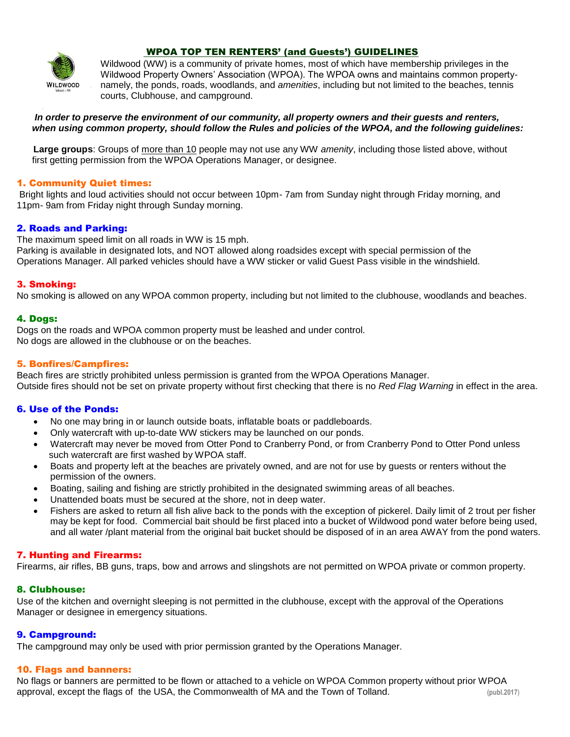# WPOA TOP TEN RENTERS' (and Guests') GUIDELINES

Wildwood (WW) is a community of private homes, most of which have membership privileges in the Wildwood Property Owners' Association (WPOA). The WPOA owns and maintains common property- namely, the ponds, roads, woodlands, and *amenities*, including but not limited to the beaches, tennis courts, Clubhouse, and campground.

***In order to preserve the environment of our community, all property owners and their guests and renters, when using common property, should follow the Rules and policies of the WPOA, and the following guidelines:***

**Large groups**: Groups of more than 10 people may not use any WW *amenity*, including those listed above, without first getting permission from the WPOA Operations Manager, or designee.

## 1. Community Quiet times:

Bright lights and loud activities should not occur between 10pm- 7am from Sunday night through Friday morning, and 11pm- 9am from Friday night through Sunday morning.

## 2. Roads and Parking:

The maximum speed limit on all roads in WW is 15 mph.
Parking is available in designated lots, and NOT allowed along roadsides except with special permission of the Operations Manager. All parked vehicles should have a WW sticker or valid Guest Pass visible in the windshield.

## 3. Smoking:

No smoking is allowed on any WPOA common property, including but not limited to the clubhouse, woodlands and beaches.

## 4. Dogs:

Dogs on the roads and WPOA common property must be leashed and under control.
No dogs are allowed in the clubhouse or on the beaches.

## 5. Bonfires/Campfires:

Beach fires are strictly prohibited unless permission is granted from the WPOA Operations Manager.
Outside fires should not be set on private property without first checking that there is no *Red Flag Warning* in effect in the area.

## 6. Use of the Ponds:

- No one may bring in or launch outside boats, inflatable boats or paddleboards.
- Only watercraft with up-to-date WW stickers may be launched on our ponds.
- Watercraft may never be moved from Otter Pond to Cranberry Pond, or from Cranberry Pond to Otter Pond unless such watercraft are first washed by WPOA staff.
- Boats and property left at the beaches are privately owned, and are not for use by guests or renters without the permission of the owners.
- Boating, sailing and fishing are strictly prohibited in the designated swimming areas of all beaches.
- Unattended boats must be secured at the shore, not in deep water.
- Fishers are asked to return all fish alive back to the ponds with the exception of pickerel. Daily limit of 2 trout per fisher may be kept for food. Commercial bait should be first placed into a bucket of Wildwood pond water before being used, and all water /plant material from the original bait bucket should be disposed of in an area AWAY from the pond waters.

## 7. Hunting and Firearms:

Firearms, air rifles, BB guns, traps, bow and arrows and slingshots are not permitted on WPOA private or common property.

## 8. Clubhouse:

Use of the kitchen and overnight sleeping is not permitted in the clubhouse, except with the approval of the Operations Manager or designee in emergency situations.

## 9. Campground:

The campground may only be used with prior permission granted by the Operations Manager.

## 10. Flags and banners:

No flags or banners are permitted to be flown or attached to a vehicle on WPOA Common property without prior WPOA approval, except the flags of the USA, the Commonwealth of MA and the Town of Tolland.

(publ.2017)